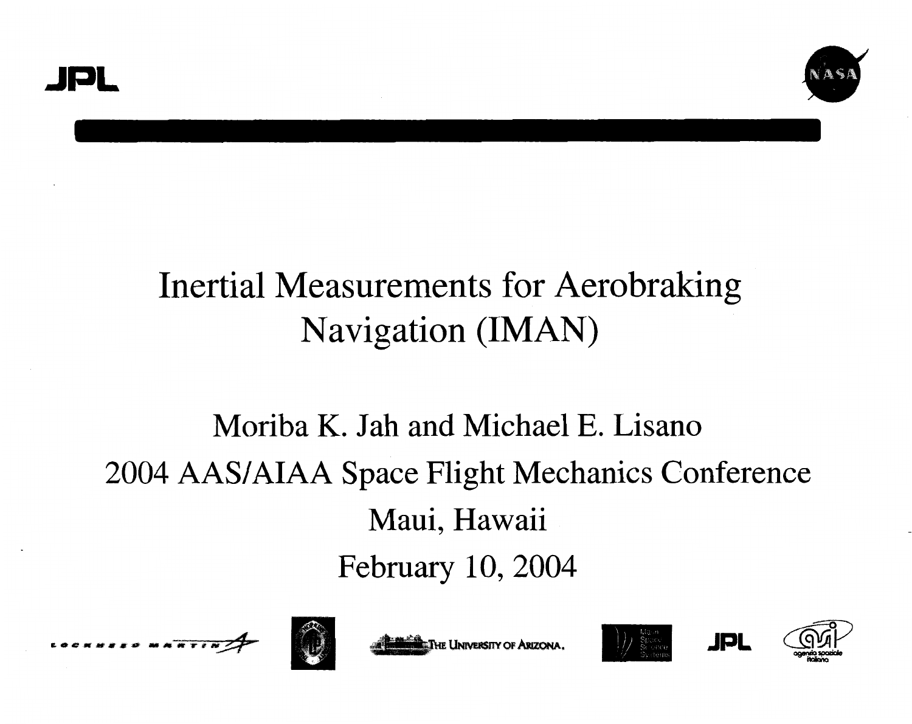# Inertial Measurements for Aerobraking Navigation (IMAN)

Moriba K. Jah and Michael E. Lisano

2004 AAS/AIAA Space Flight Mechanics Conference

Maui, Hawaii

February 10, 2004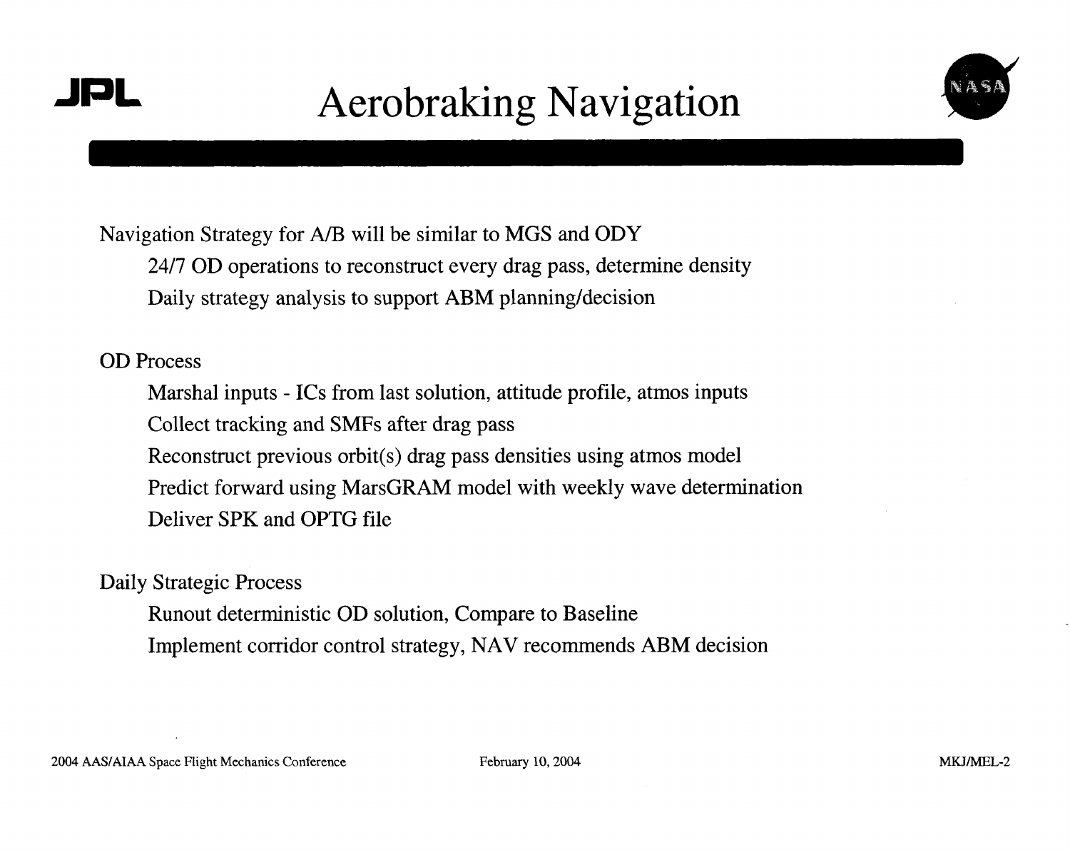# Aerobraking Navigation

Navigation Strategy for A/B will be similar to MGS and ODY
- 24/7 OD operations to reconstruct every drag pass, determine density
- Daily strategy analysis to support ABM planning/decision

OD Process
- Marshal inputs - ICs from last solution, attitude profile, atmos inputs
- Collect tracking and SMFs after drag pass
- Reconstruct previous orbit(s) drag pass densities using atmos model
- Predict forward using MarsGRAM model with weekly wave determination
- Deliver SPK and OPTG file

Daily Strategic Process
- Runout deterministic OD solution, Compare to Baseline
- Implement corridor control strategy, NAV recommends ABM decision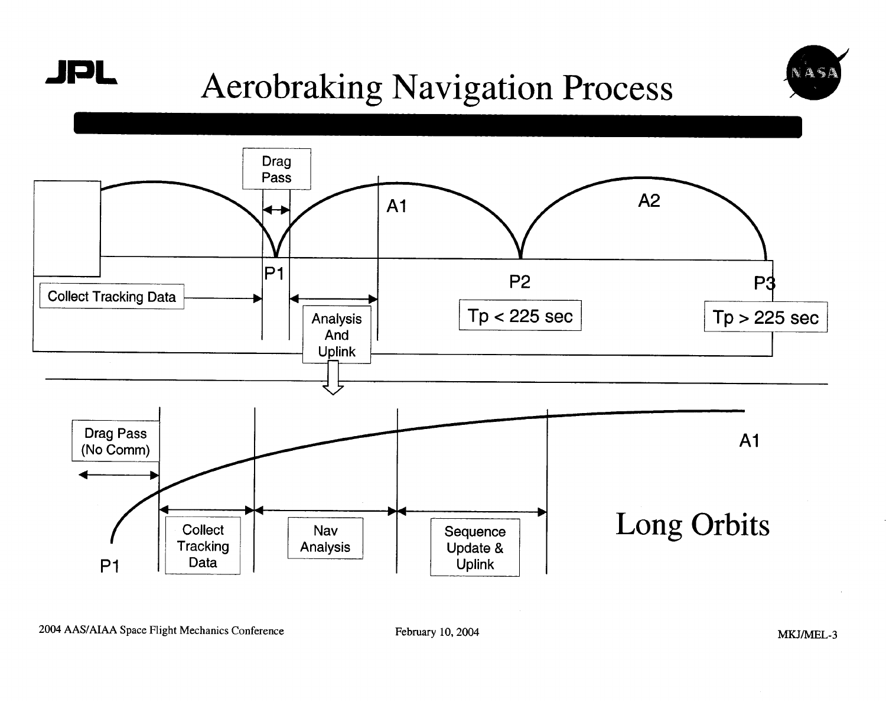# Aerobraking Navigation Process

Drag Pass

A1

A2

P1

P2

P3

Collect Tracking Data

Analysis And Uplink

Tp < 225 sec

Tp > 225 sec

Drag Pass (No Comm)

Collect Tracking Data

Nav Analysis

Sequence Update & Uplink

A1

P1

## Long Orbits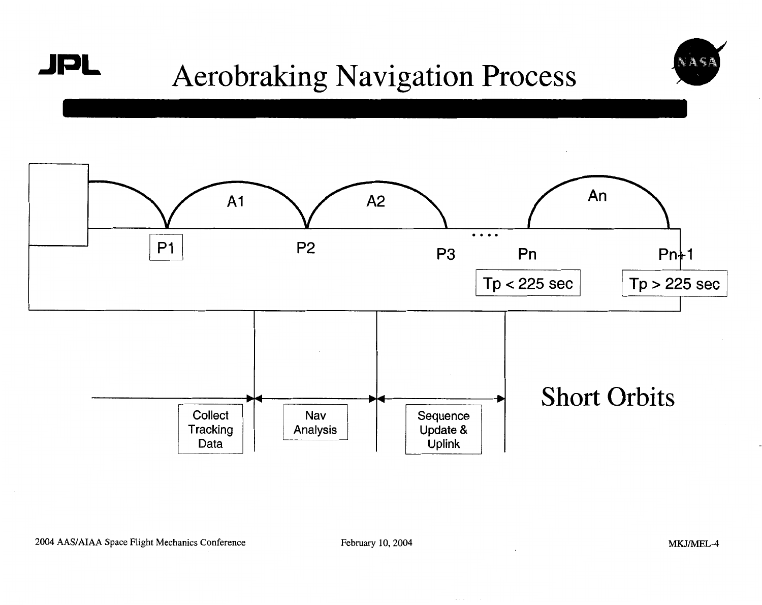# Aerobraking Navigation Process

A1

A2

An

P1

P2

P3

....

Pn

Pn+1

Tp < 225 sec

Tp > 225 sec

Collect Tracking Data

Nav Analysis

Sequence Update & Uplink

Short Orbits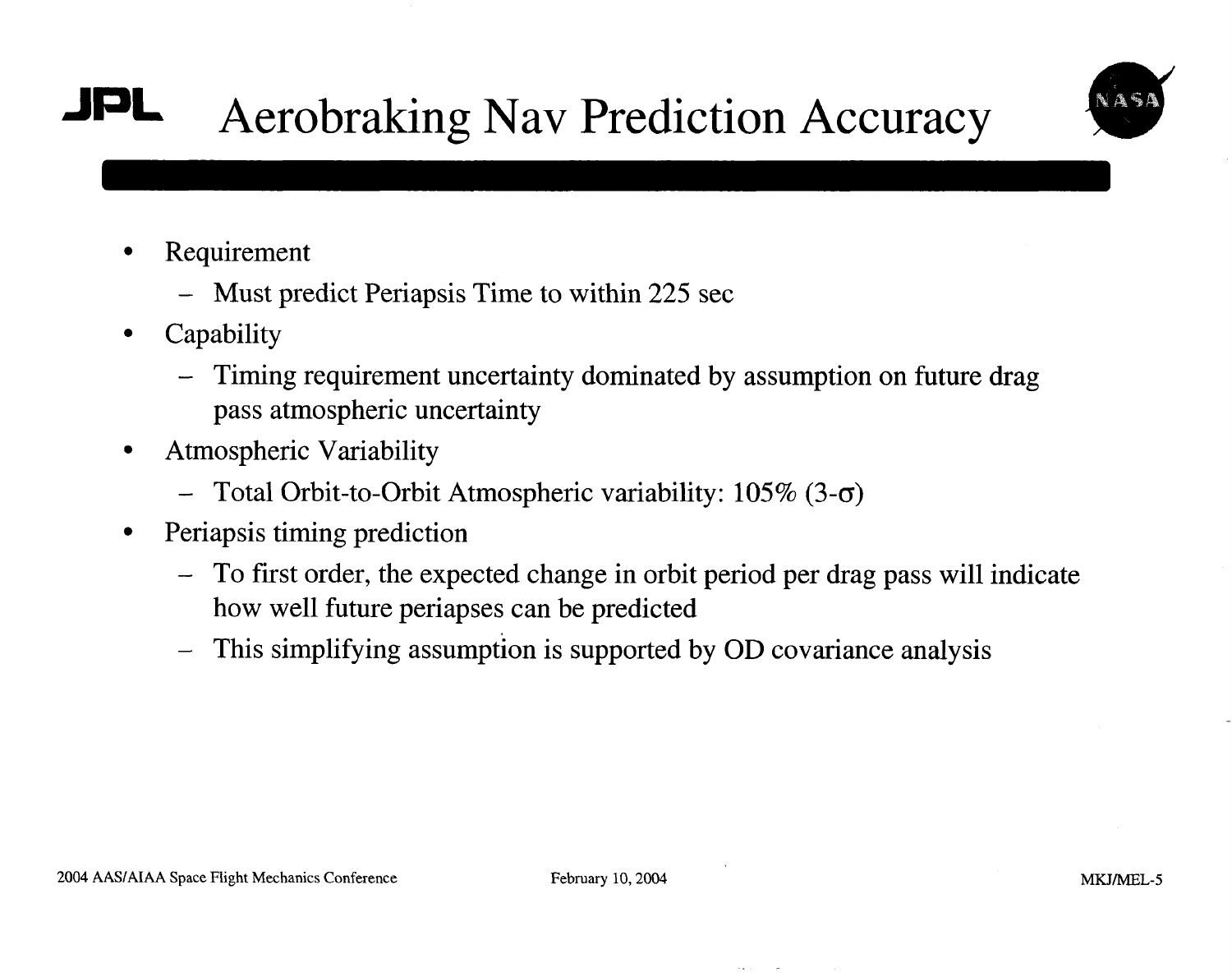# Aerobraking Nav Prediction Accuracy

- Requirement
  - Must predict Periapsis Time to within 225 sec
- Capability
  - Timing requirement uncertainty dominated by assumption on future drag pass atmospheric uncertainty
- Atmospheric Variability
  - Total Orbit-to-Orbit Atmospheric variability: 105% (3-$\sigma$)
- Periapsis timing prediction
  - To first order, the expected change in orbit period per drag pass will indicate how well future periapses can be predicted
  - This simplifying assumption is supported by OD covariance analysis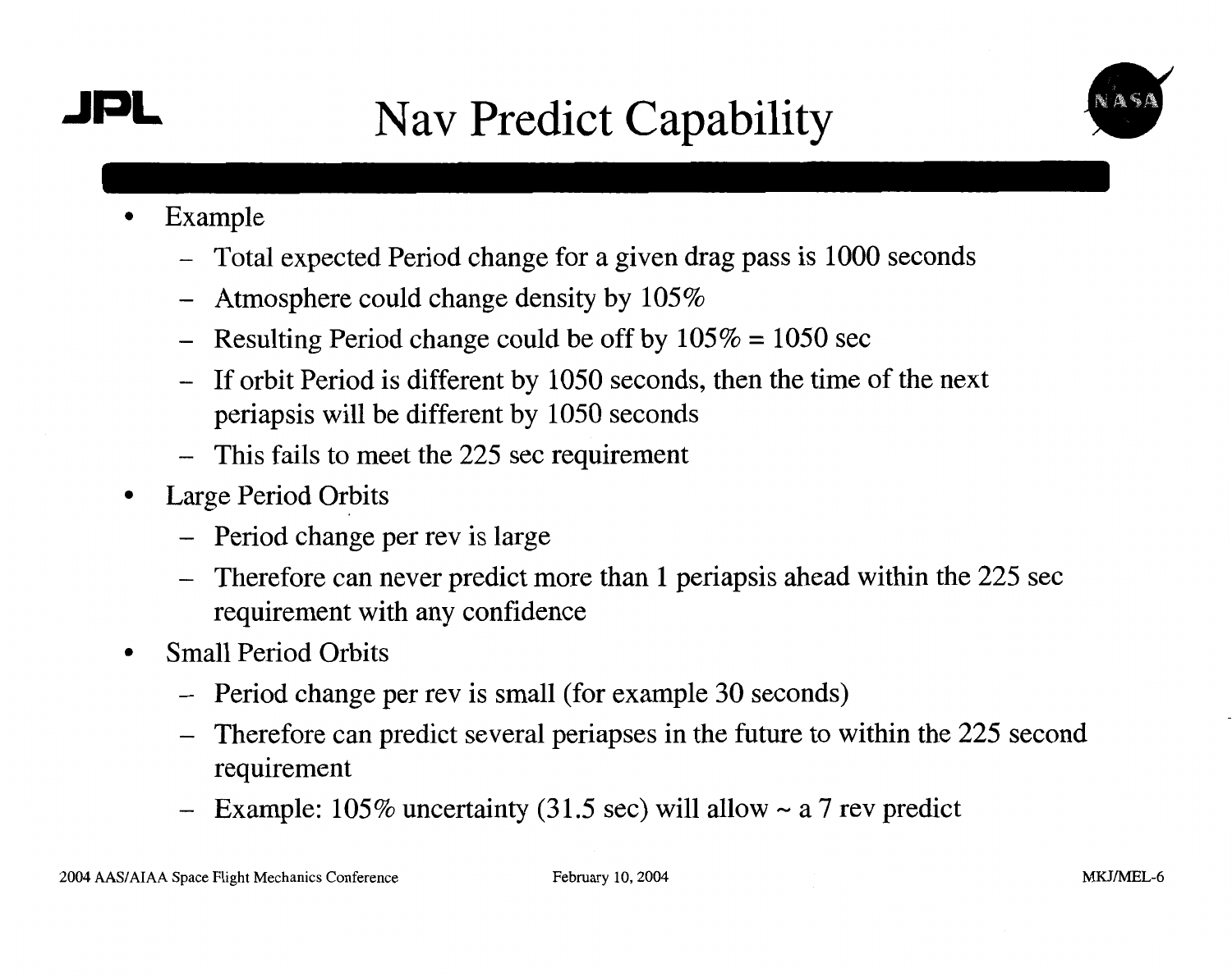# Nav Predict Capability

- Example
  - Total expected Period change for a given drag pass is 1000 seconds
  - Atmosphere could change density by 105%
  - Resulting Period change could be off by 105% = 1050 sec
  - If orbit Period is different by 1050 seconds, then the time of the next periapsis will be different by 1050 seconds
  - This fails to meet the 225 sec requirement
- Large Period Orbits
  - Period change per rev is large
  - Therefore can never predict more than 1 periapsis ahead within the 225 sec requirement with any confidence
- Small Period Orbits
  - Period change per rev is small (for example 30 seconds)
  - Therefore can predict several periapses in the future to within the 225 second requirement
  - Example: 105% uncertainty (31.5 sec) will allow ~ a 7 rev predict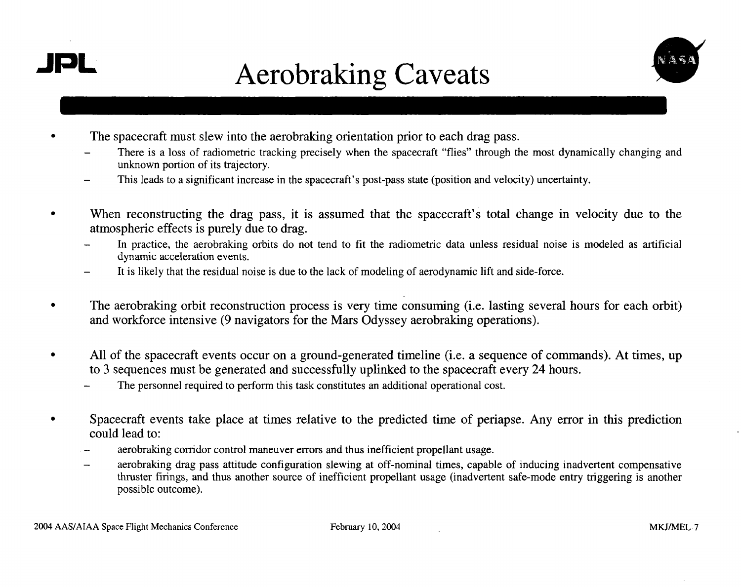# Aerobraking Caveats

- The spacecraft must slew into the aerobraking orientation prior to each drag pass.
  - There is a loss of radiometric tracking precisely when the spacecraft "flies" through the most dynamically changing and unknown portion of its trajectory.
  - This leads to a significant increase in the spacecraft's post-pass state (position and velocity) uncertainty.
- When reconstructing the drag pass, it is assumed that the spacecraft's total change in velocity due to the atmospheric effects is purely due to drag.
  - In practice, the aerobraking orbits do not tend to fit the radiometric data unless residual noise is modeled as artificial dynamic acceleration events.
  - It is likely that the residual noise is due to the lack of modeling of aerodynamic lift and side-force.
- The aerobraking orbit reconstruction process is very time consuming (i.e. lasting several hours for each orbit) and workforce intensive (9 navigators for the Mars Odyssey aerobraking operations).
- All of the spacecraft events occur on a ground-generated timeline (i.e. a sequence of commands). At times, up to 3 sequences must be generated and successfully uplinked to the spacecraft every 24 hours.
  - The personnel required to perform this task constitutes an additional operational cost.
- Spacecraft events take place at times relative to the predicted time of periapse. Any error in this prediction could lead to:
  - aerobraking corridor control maneuver errors and thus inefficient propellant usage.
  - aerobraking drag pass attitude configuration slewing at off-nominal times, capable of inducing inadvertent compensative thruster firings, and thus another source of inefficient propellant usage (inadvertent safe-mode entry triggering is another possible outcome).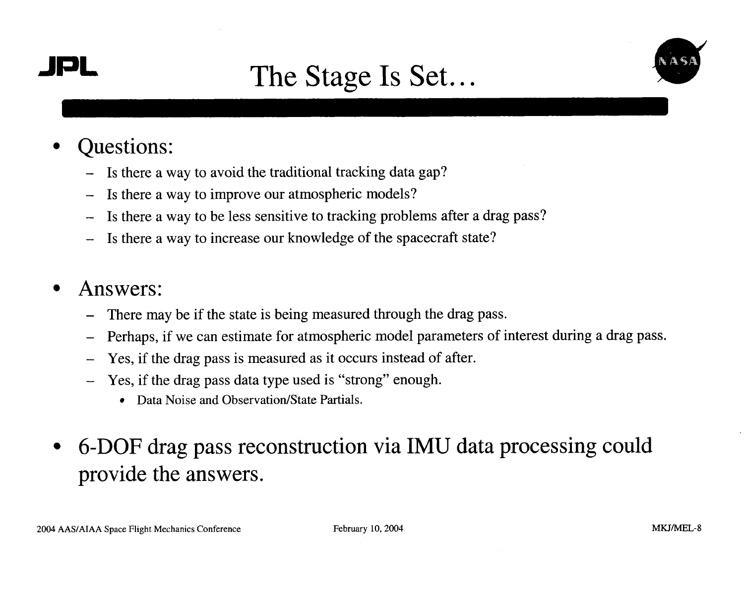# The Stage Is Set…

- Questions:
  - Is there a way to avoid the traditional tracking data gap?
  - Is there a way to improve our atmospheric models?
  - Is there a way to be less sensitive to tracking problems after a drag pass?
  - Is there a way to increase our knowledge of the spacecraft state?

- Answers:
  - There may be if the state is being measured through the drag pass.
  - Perhaps, if we can estimate for atmospheric model parameters of interest during a drag pass.
  - Yes, if the drag pass is measured as it occurs instead of after.
  - Yes, if the drag pass data type used is "strong" enough.
    - Data Noise and Observation/State Partials.

- 6-DOF drag pass reconstruction via IMU data processing could provide the answers.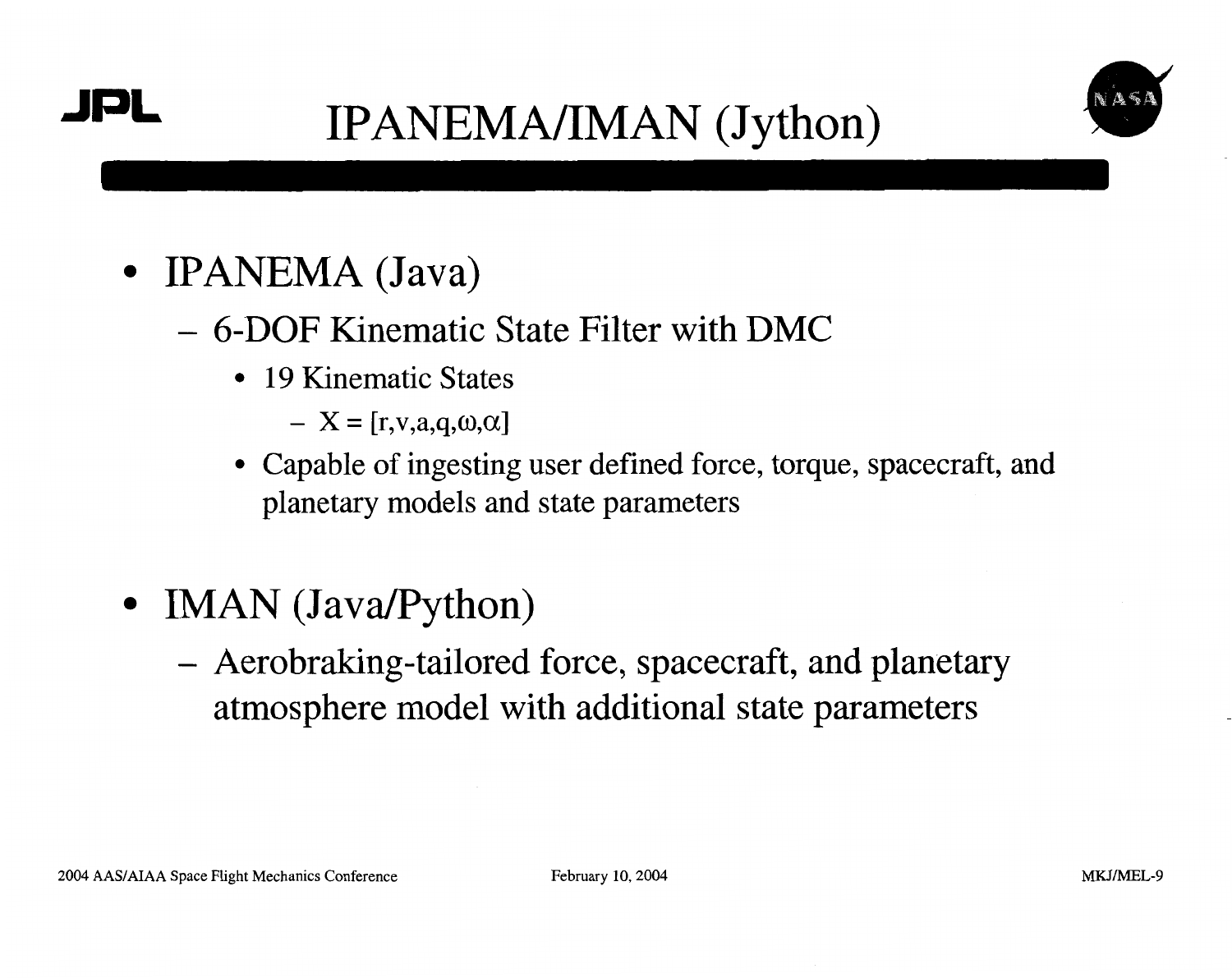# IPANEMA/IMAN (Jython)

- IPANEMA (Java)
  - 6-DOF Kinematic State Filter with DMC
    - 19 Kinematic States
      - $X = [r, v, a, q, \omega, \alpha]$
    - Capable of ingesting user defined force, torque, spacecraft, and planetary models and state parameters

- IMAN (Java/Python)
  - Aerobraking-tailored force, spacecraft, and planetary atmosphere model with additional state parameters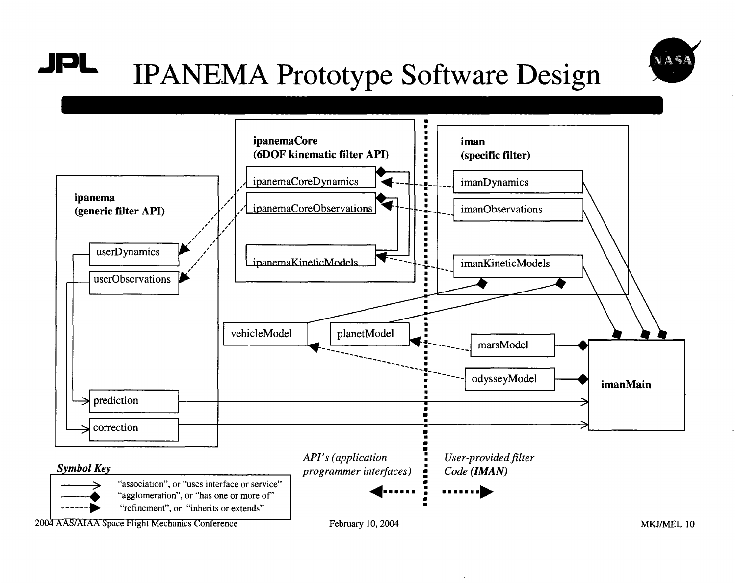# IPANEMA Prototype Software Design

**ipanemaCore**
**(6DOF kinematic filter API)**

- ipanemaCoreDynamics
- ipanemaCoreObservations
- ipanemaKineticModels

**iman**
**(specific filter)**

- imanDynamics
- imanObservations
- imanKineticModels

**ipanema**
**(generic filter API)**

- userDynamics
- userObservations
- prediction
- correction

vehicleModel

planetModel

marsModel

odysseyModel

**imanMain**

*API's (application programmer interfaces)*

*User-provided filter Code **(IMAN)***

***Symbol Key***

| Symbol | Meaning |
| --- | --- |
| ——> | "association", or "uses interface or service" |
| ——◆ | "agglomeration", or "has one or more of" |
| - - - -▶ | "refinement", or "inherits or extends" |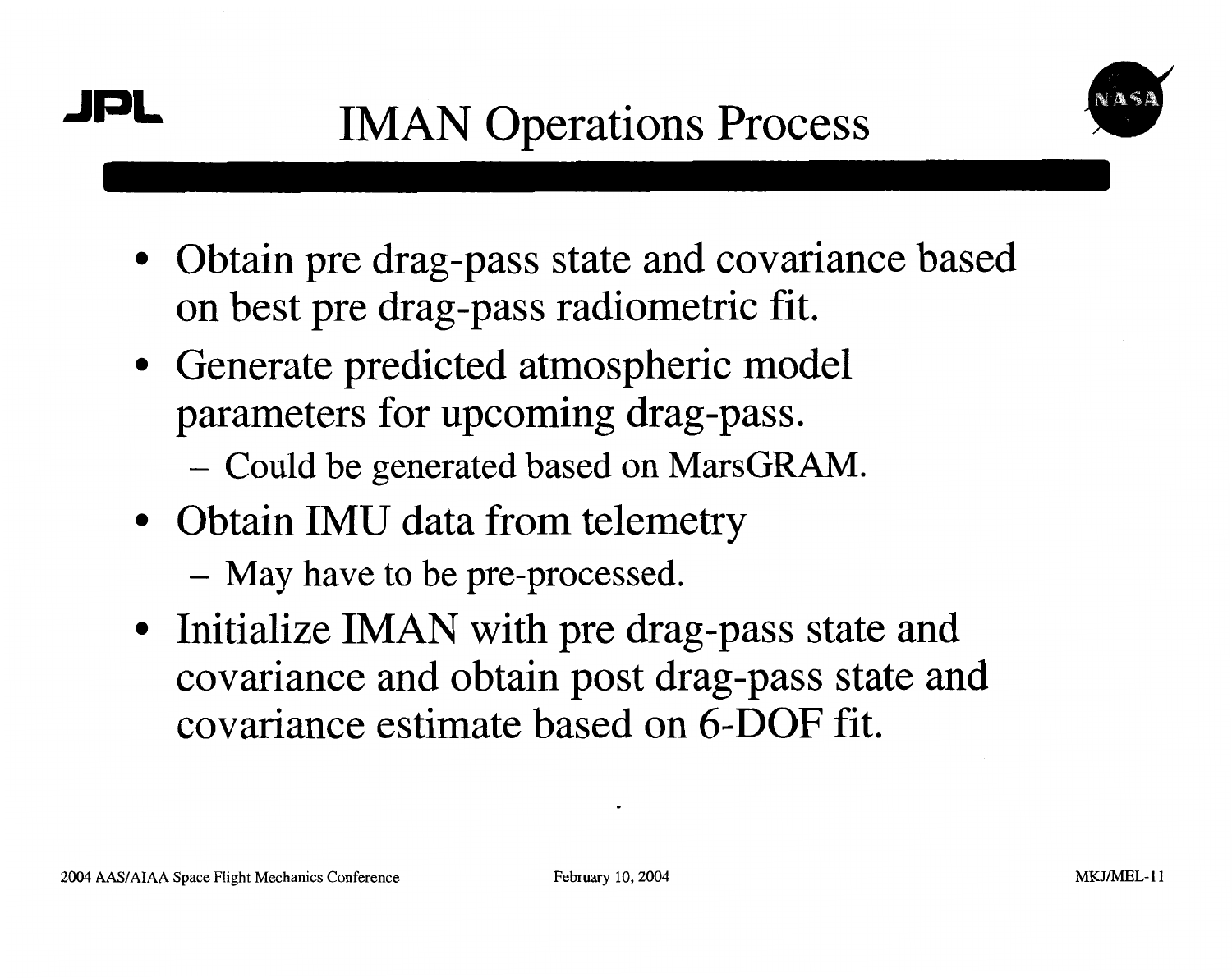# IMAN Operations Process

- Obtain pre drag-pass state and covariance based on best pre drag-pass radiometric fit.
- Generate predicted atmospheric model parameters for upcoming drag-pass.
  - Could be generated based on MarsGRAM.
- Obtain IMU data from telemetry
  - May have to be pre-processed.
- Initialize IMAN with pre drag-pass state and covariance and obtain post drag-pass state and covariance estimate based on 6-DOF fit.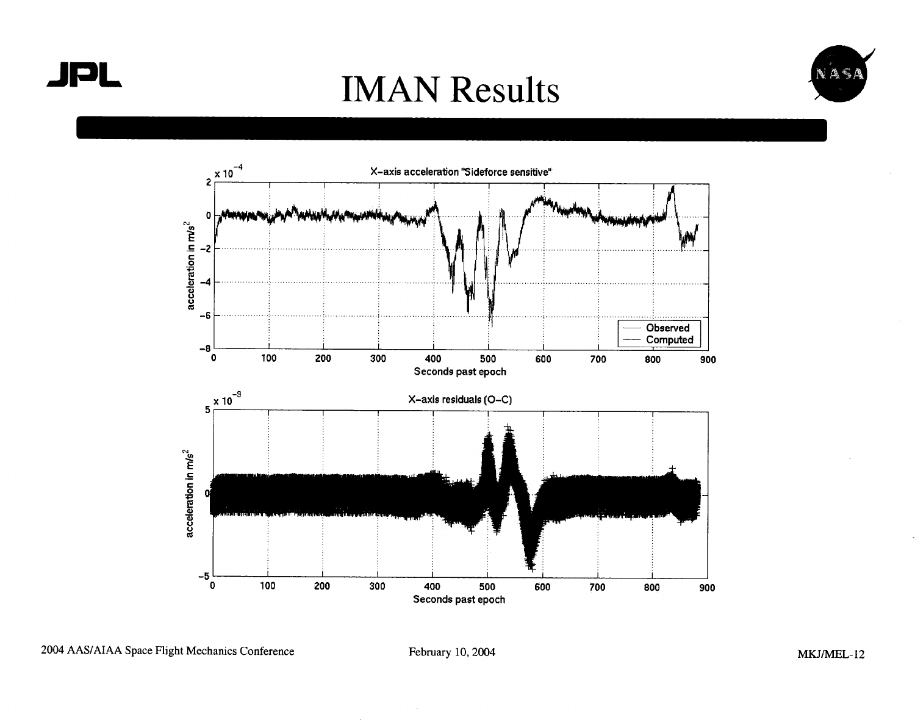# IMAN Results

X-axis acceleration "Sideforce sensitive"

$\times 10^{-4}$

acceleration in m/s$^2$

Observed

Computed

Seconds past epoch

X-axis residuals (O-C)

$\times 10^{-9}$

acceleration in m/s$^2$

Seconds past epoch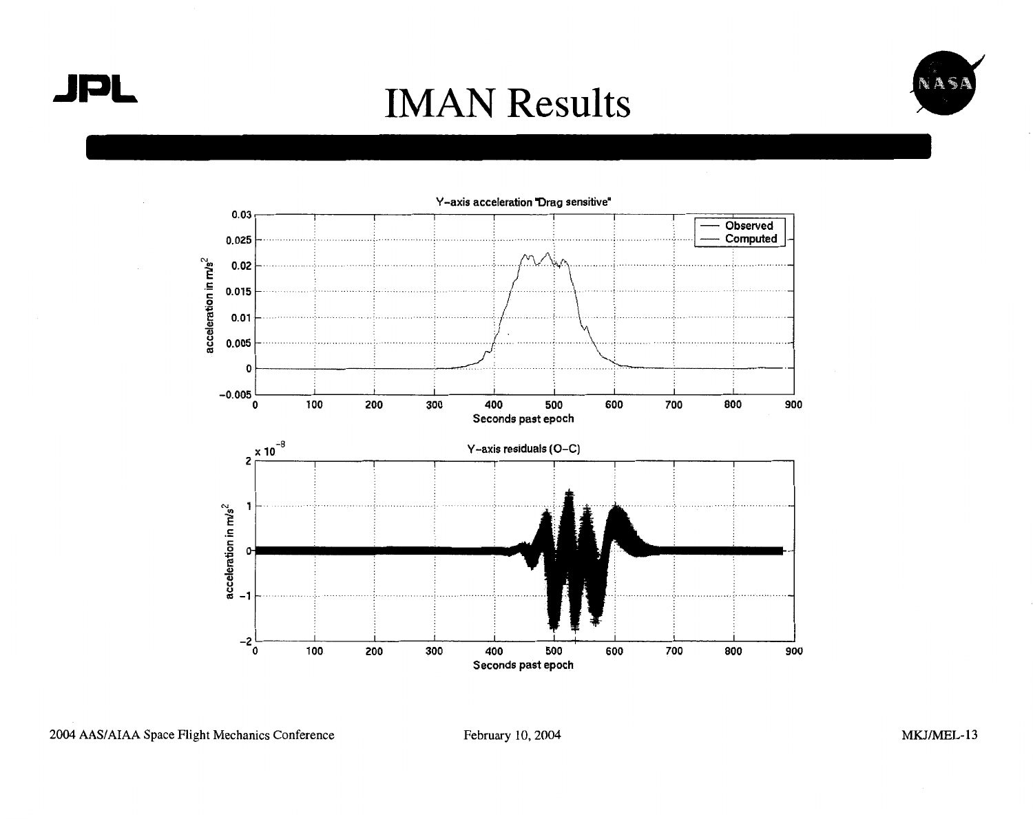# IMAN Results

Y-axis acceleration "Drag sensitive"

Y-axis residuals (O-C)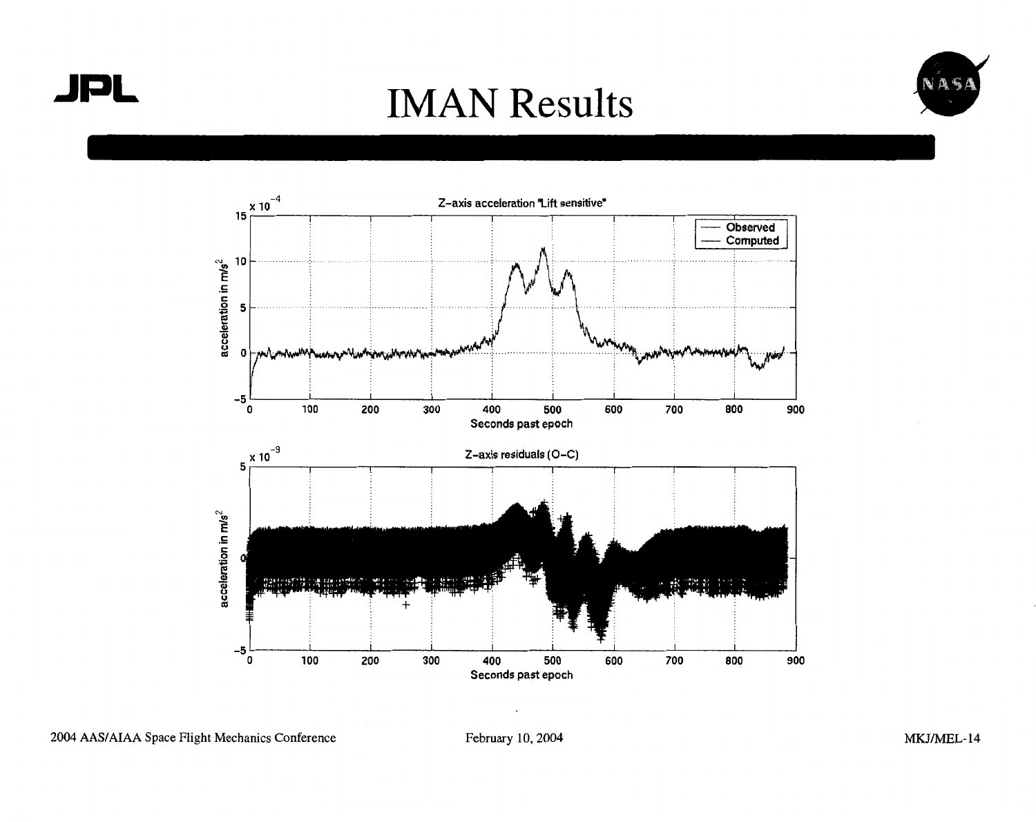# IMAN Results

Z-axis acceleration "Lift sensitive"

Z-axis residuals (O-C)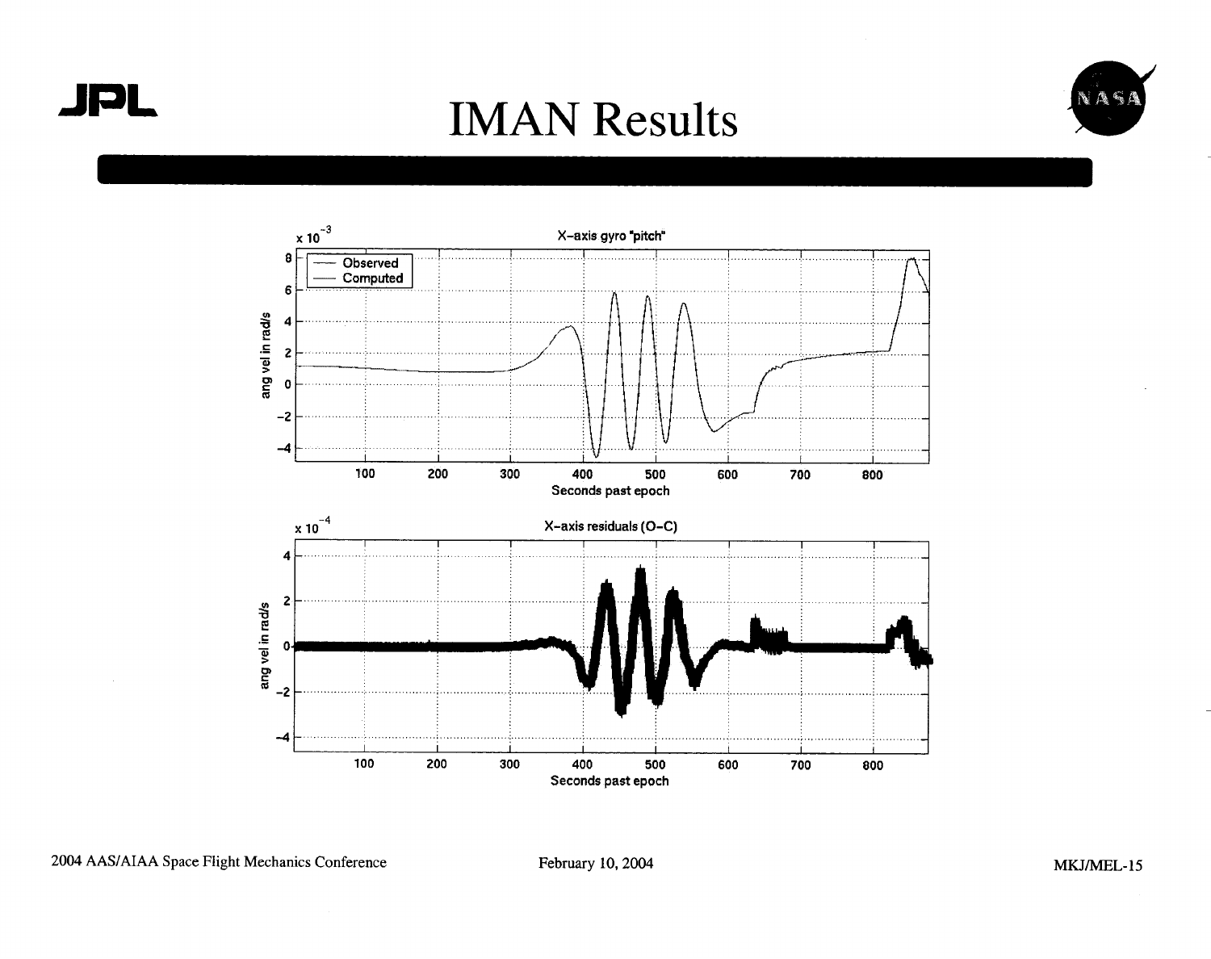# IMAN Results

x $10^{-3}$

X-axis gyro "pitch"

— Observed
— Computed

ang vel in rad/s

Seconds past epoch

x $10^{-4}$

X-axis residuals (O-C)

ang vel in rad/s

Seconds past epoch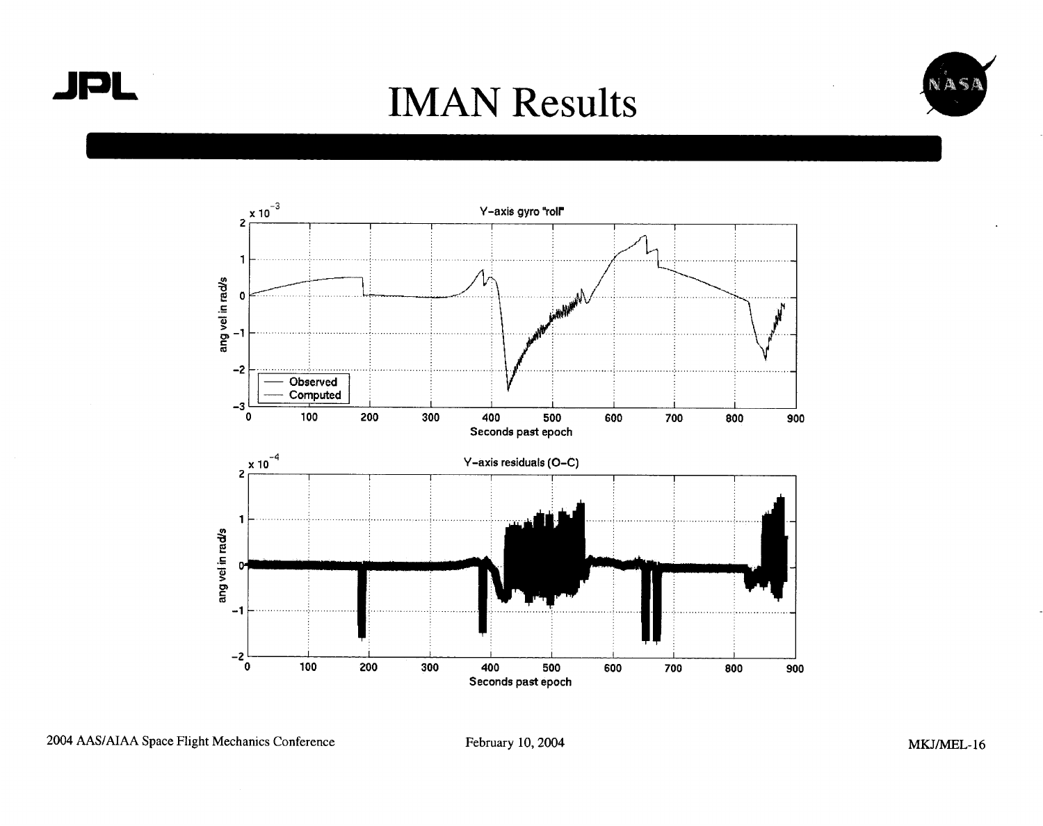# IMAN Results

Y-axis gyro "roll"

Y-axis residuals (O–C)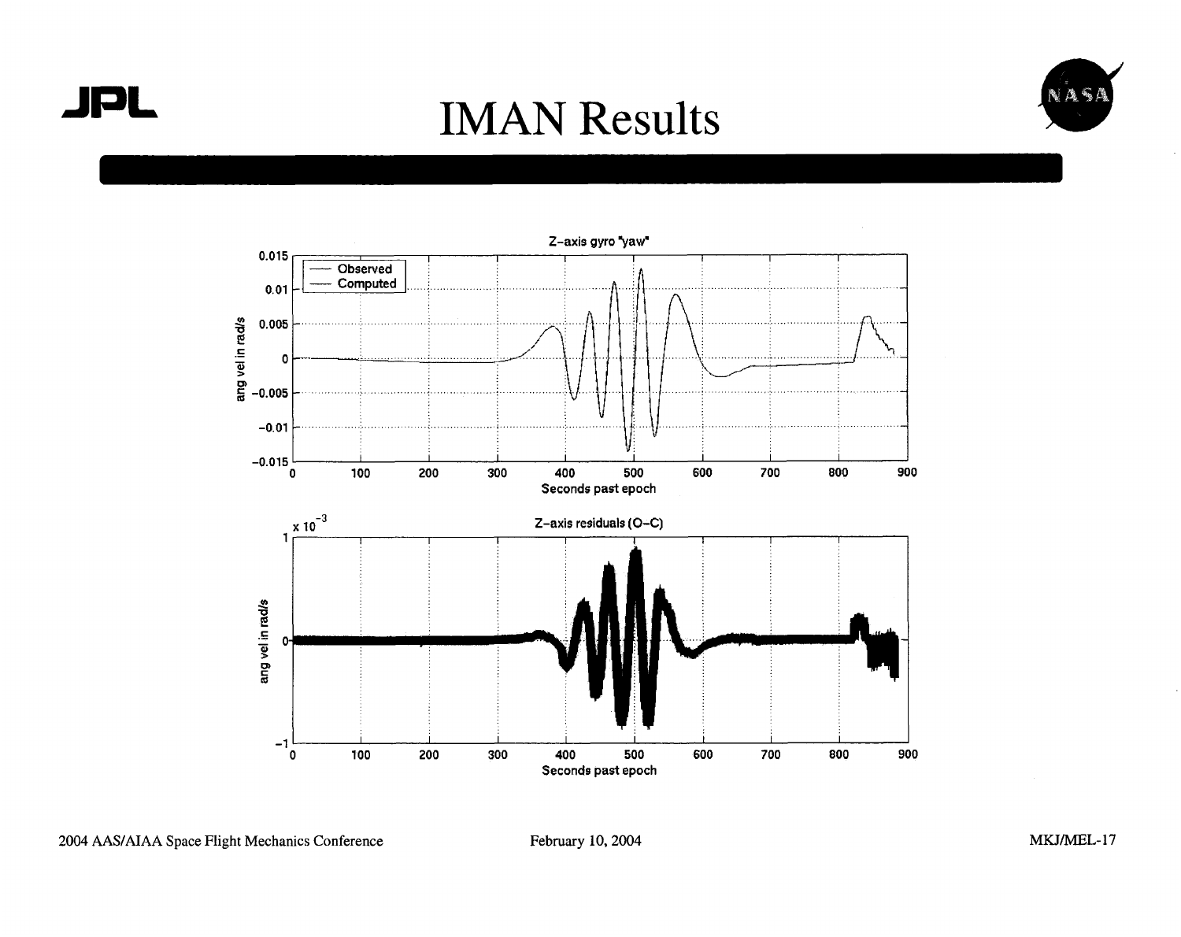# IMAN Results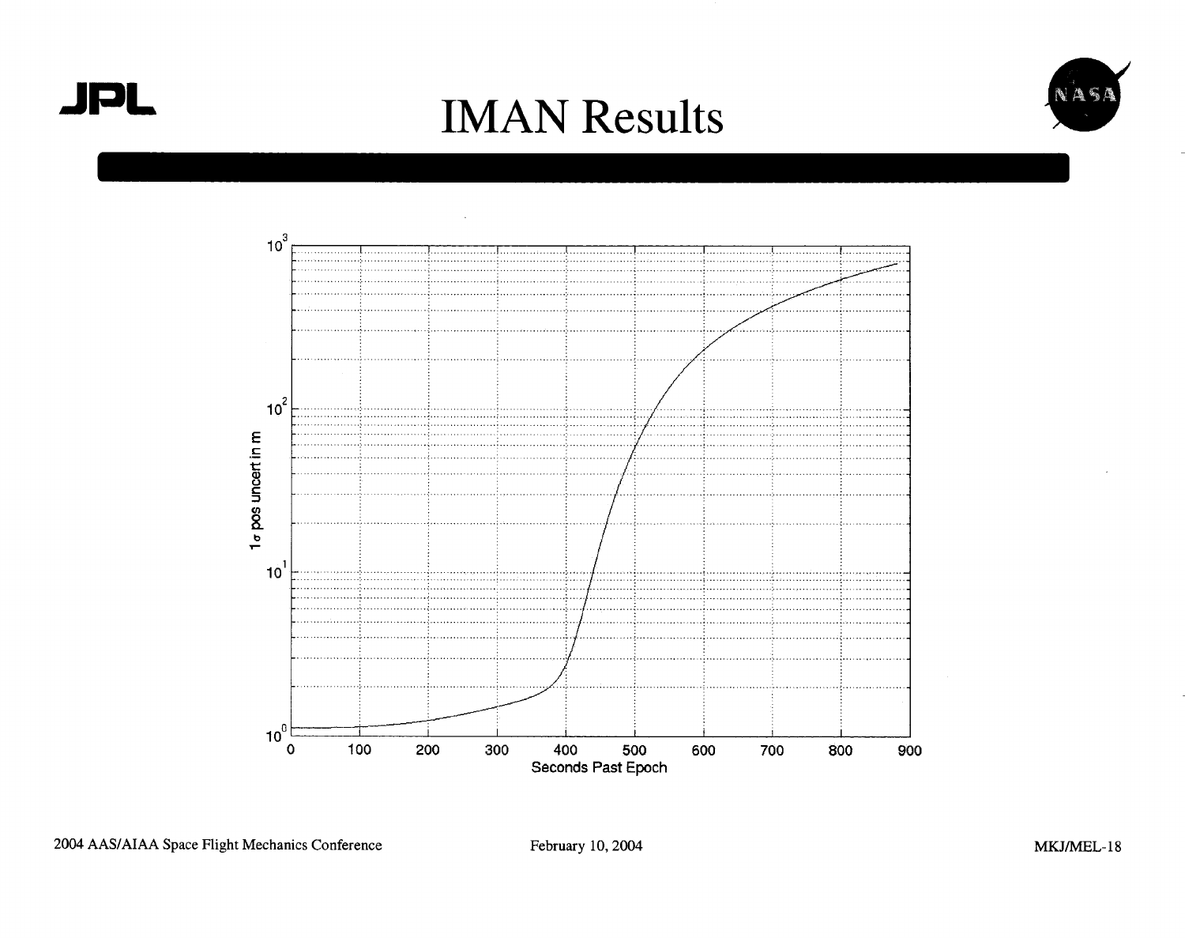# IMAN Results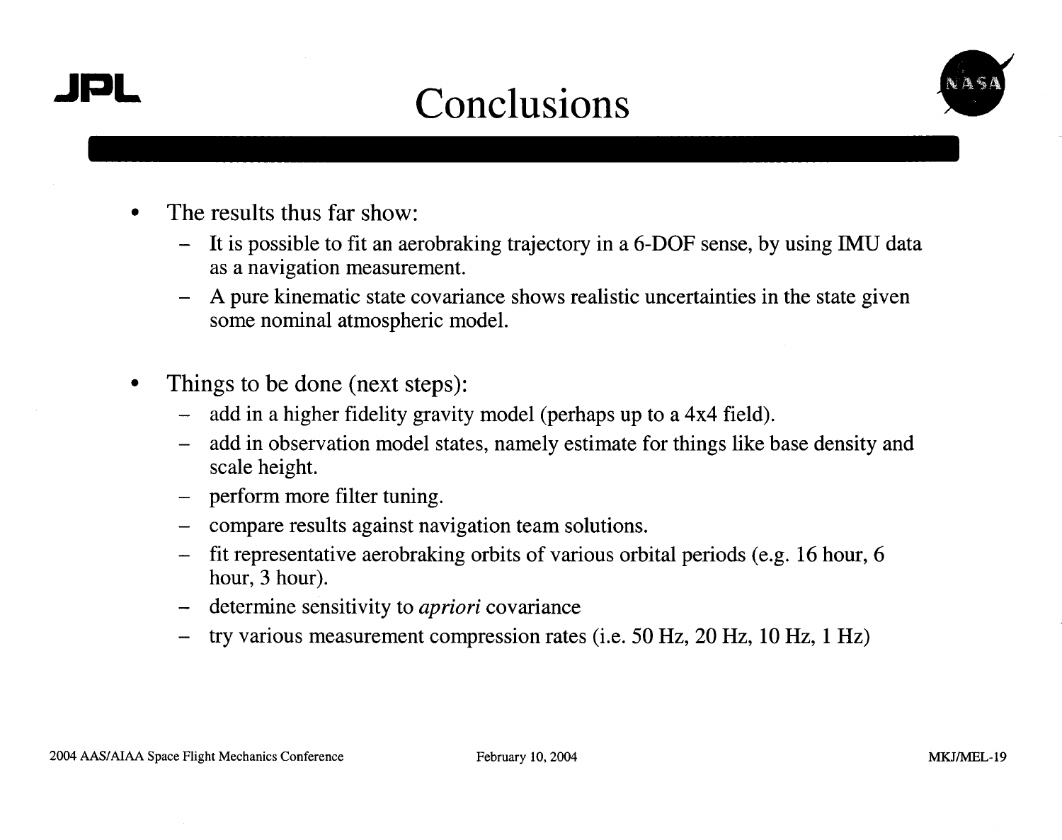# Conclusions

- The results thus far show:
  - It is possible to fit an aerobraking trajectory in a 6-DOF sense, by using IMU data as a navigation measurement.
  - A pure kinematic state covariance shows realistic uncertainties in the state given some nominal atmospheric model.

- Things to be done (next steps):
  - add in a higher fidelity gravity model (perhaps up to a 4x4 field).
  - add in observation model states, namely estimate for things like base density and scale height.
  - perform more filter tuning.
  - compare results against navigation team solutions.
  - fit representative aerobraking orbits of various orbital periods (e.g. 16 hour, 6 hour, 3 hour).
  - determine sensitivity to *apriori* covariance
  - try various measurement compression rates (i.e. 50 Hz, 20 Hz, 10 Hz, 1 Hz)